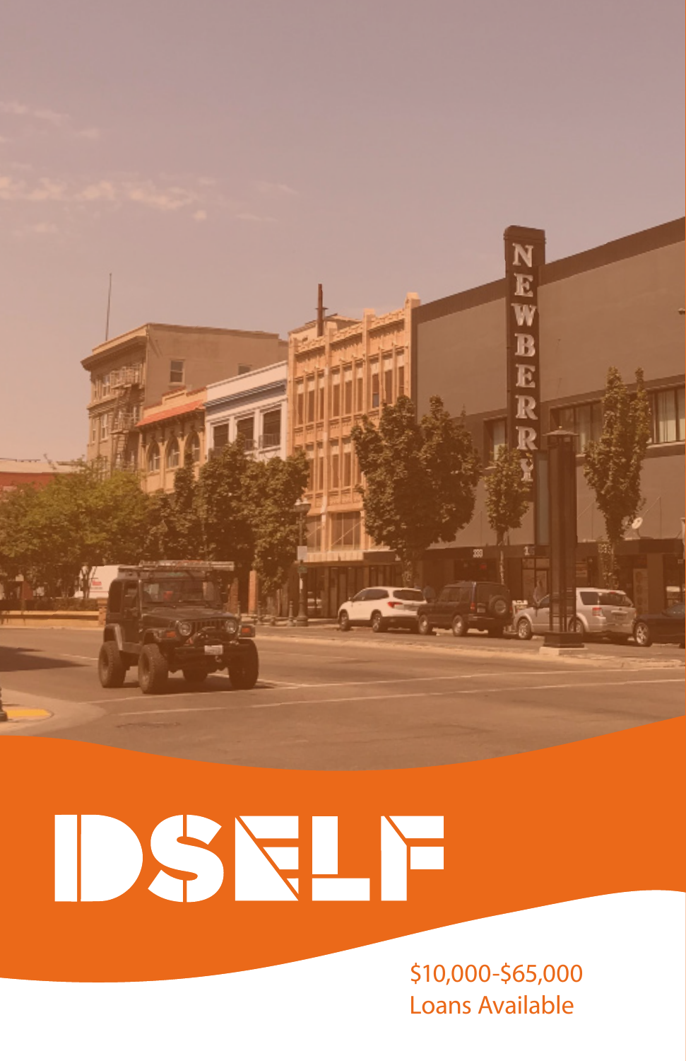# DSELF

$10,000-$65,000
Loans Available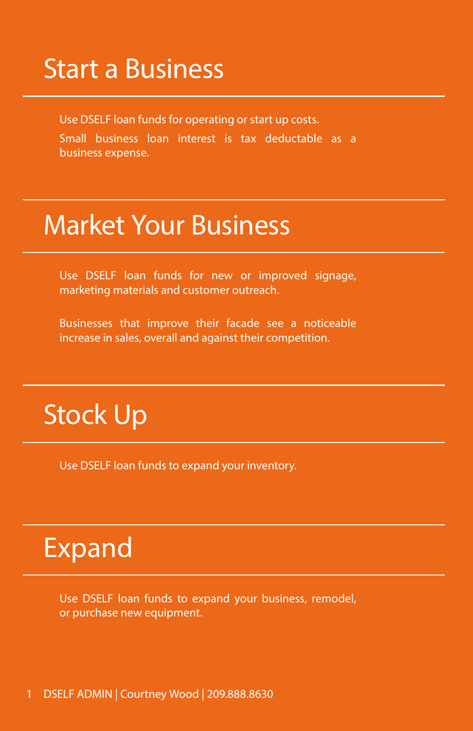# Start a Business

Use DSELF loan funds for operating or start up costs.

Small business loan interest is tax deductable as a business expense.

# Market Your Business

Use DSELF loan funds for new or improved signage, marketing materials and customer outreach.

Businesses that improve their facade see a noticeable increase in sales, overall and against their competition.

# Stock Up

Use DSELF loan funds to expand your inventory.

# Expand

Use DSELF loan funds to expand your business, remodel, or purchase new equipment.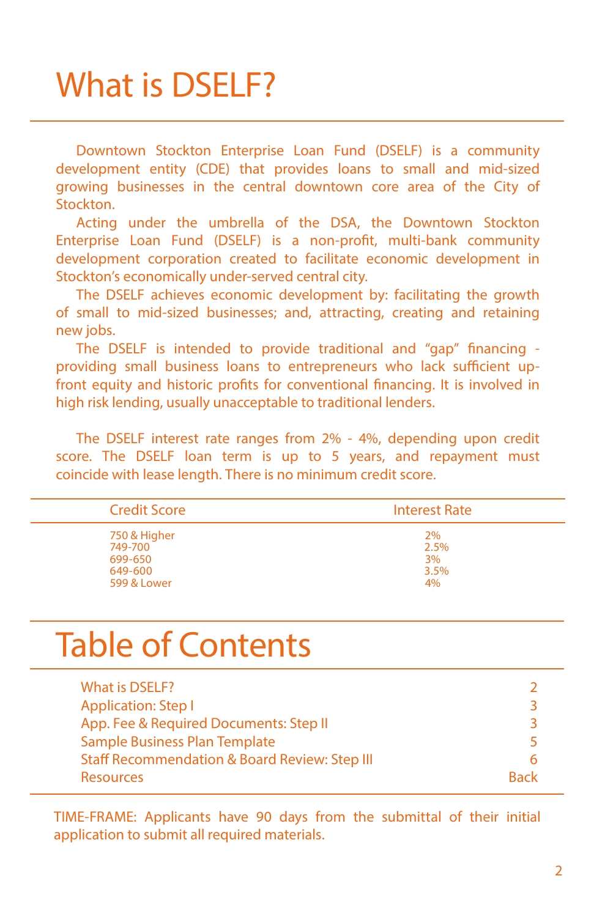# What is DSELF?

Downtown Stockton Enterprise Loan Fund (DSELF) is a community development entity (CDE) that provides loans to small and mid-sized growing businesses in the central downtown core area of the City of Stockton.

Acting under the umbrella of the DSA, the Downtown Stockton Enterprise Loan Fund (DSELF) is a non-profit, multi-bank community development corporation created to facilitate economic development in Stockton's economically under-served central city.

The DSELF achieves economic development by: facilitating the growth of small to mid-sized businesses; and, attracting, creating and retaining new jobs.

The DSELF is intended to provide traditional and "gap" financing - providing small business loans to entrepreneurs who lack sufficient up-front equity and historic profits for conventional financing. It is involved in high risk lending, usually unacceptable to traditional lenders.

The DSELF interest rate ranges from 2% - 4%, depending upon credit score. The DSELF loan term is up to 5 years, and repayment must coincide with lease length. There is no minimum credit score.

| Credit Score | Interest Rate |
|---|---|
| 750 & Higher | 2% |
| 749-700 | 2.5% |
| 699-650 | 3% |
| 649-600 | 3.5% |
| 599 & Lower | 4% |

# Table of Contents

| | |
|---|---|
| What is DSELF? | 2 |
| Application: Step I | 3 |
| App. Fee & Required Documents: Step II | 3 |
| Sample Business Plan Template | 5 |
| Staff Recommendation & Board Review: Step III | 6 |
| Resources | Back |

TIME-FRAME: Applicants have 90 days from the submittal of their initial application to submit all required materials.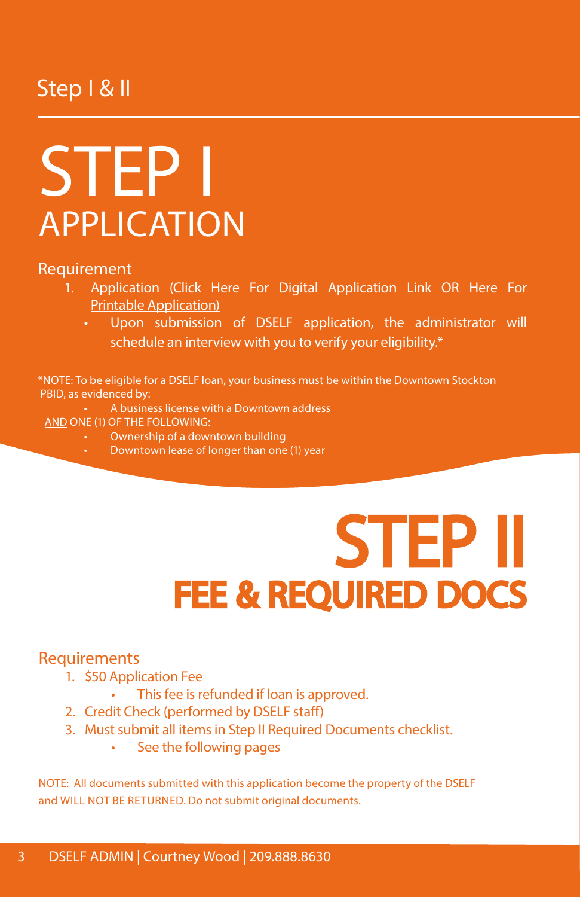Step I & II

# STEP I
## APPLICATION

### Requirement

1. Application (Click Here For Digital Application Link OR Here For Printable Application)
   - Upon submission of DSELF application, the administrator will schedule an interview with you to verify your eligibility.*

*NOTE: To be eligible for a DSELF loan, your business must be within the Downtown Stockton PBID, as evidenced by:

- A business license with a Downtown address

AND ONE (1) OF THE FOLLOWING:

- Ownership of a downtown building
- Downtown lease of longer than one (1) year

# STEP II
## FEE & REQUIRED DOCS

### Requirements

1. $50 Application Fee
   - This fee is refunded if loan is approved.
2. Credit Check (performed by DSELF staff)
3. Must submit all items in Step II Required Documents checklist.
   - See the following pages

NOTE: All documents submitted with this application become the property of the DSELF and WILL NOT BE RETURNED. Do not submit original documents.

DSELF ADMIN | Courtney Wood | 209.888.8630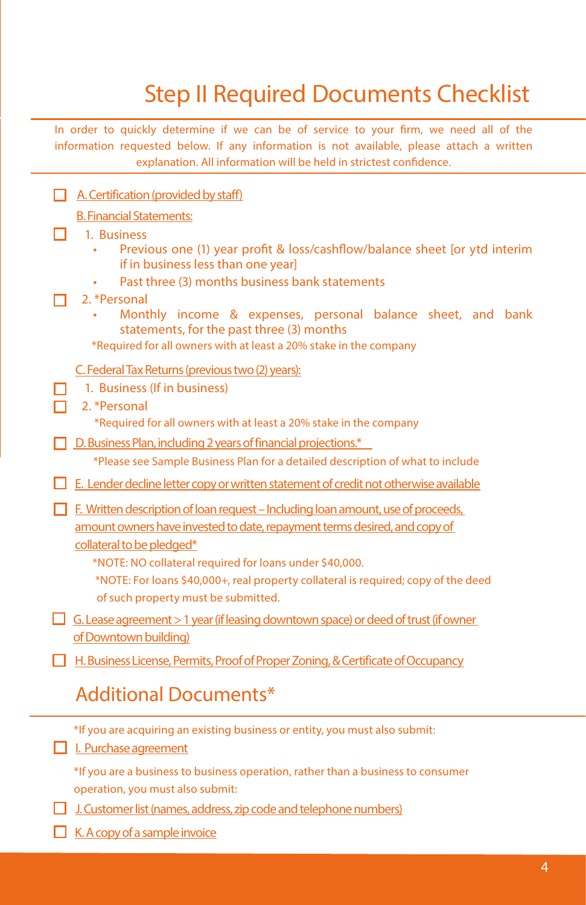# Step II Required Documents Checklist

In order to quickly determine if we can be of service to your firm, we need all of the information requested below. If any information is not available, please attach a written explanation. All information will be held in strictest confidence.

- [ ] A. Certification (provided by staff)

B. Financial Statements:

- [ ] 1. Business
  - Previous one (1) year profit & loss/cashflow/balance sheet [or ytd interim if in business less than one year]
  - Past three (3) months business bank statements
- [ ] 2. *Personal
  - Monthly income & expenses, personal balance sheet, and bank statements, for the past three (3) months

  *Required for all owners with at least a 20% stake in the company

C. Federal Tax Returns (previous two (2) years):

- [ ] 1. Business (If in business)
- [ ] 2. *Personal

  *Required for all owners with at least a 20% stake in the company

- [ ] D. Business Plan, including 2 years of financial projections.*

  *Please see Sample Business Plan for a detailed description of what to include

- [ ] E. Lender decline letter copy or written statement of credit not otherwise available
- [ ] F. Written description of loan request – Including loan amount, use of proceeds, amount owners have invested to date, repayment terms desired, and copy of collateral to be pledged*

  *NOTE: NO collateral required for loans under $40,000.

  *NOTE: For loans $40,000+, real property collateral is required; copy of the deed of such property must be submitted.

- [ ] G. Lease agreement > 1 year (if leasing downtown space) or deed of trust (if owner of Downtown building)
- [ ] H. Business License, Permits, Proof of Proper Zoning, & Certificate of Occupancy

## Additional Documents*

*If you are acquiring an existing business or entity, you must also submit:

- [ ] I. Purchase agreement

*If you are a business to business operation, rather than a business to consumer operation, you must also submit:

- [ ] J. Customer list (names, address, zip code and telephone numbers)
- [ ] K. A copy of a sample invoice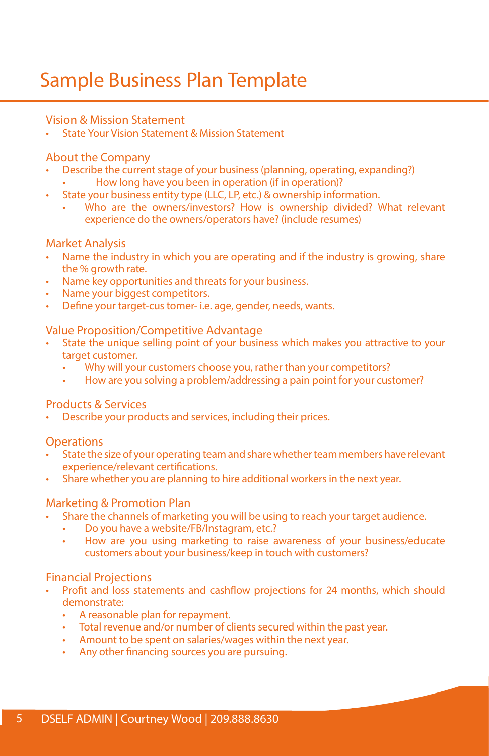# Sample Business Plan Template

## Vision & Mission Statement

- State Your Vision Statement & Mission Statement

## About the Company

- Describe the current stage of your business (planning, operating, expanding?)
  - How long have you been in operation (if in operation)?
- State your business entity type (LLC, LP, etc.) & ownership information.
  - Who are the owners/investors? How is ownership divided? What relevant experience do the owners/operators have? (include resumes)

## Market Analysis

- Name the industry in which you are operating and if the industry is growing, share the % growth rate.
- Name key opportunities and threats for your business.
- Name your biggest competitors.
- Define your target-cus tomer- i.e. age, gender, needs, wants.

## Value Proposition/Competitive Advantage

- State the unique selling point of your business which makes you attractive to your target customer.
  - Why will your customers choose you, rather than your competitors?
  - How are you solving a problem/addressing a pain point for your customer?

## Products & Services

- Describe your products and services, including their prices.

## Operations

- State the size of your operating team and share whether team members have relevant experience/relevant certifications.
- Share whether you are planning to hire additional workers in the next year.

## Marketing & Promotion Plan

- Share the channels of marketing you will be using to reach your target audience.
  - Do you have a website/FB/Instagram, etc.?
  - How are you using marketing to raise awareness of your business/educate customers about your business/keep in touch with customers?

## Financial Projections

- Profit and loss statements and cashflow projections for 24 months, which should demonstrate:
  - A reasonable plan for repayment.
  - Total revenue and/or number of clients secured within the past year.
  - Amount to be spent on salaries/wages within the next year.
  - Any other financing sources you are pursuing.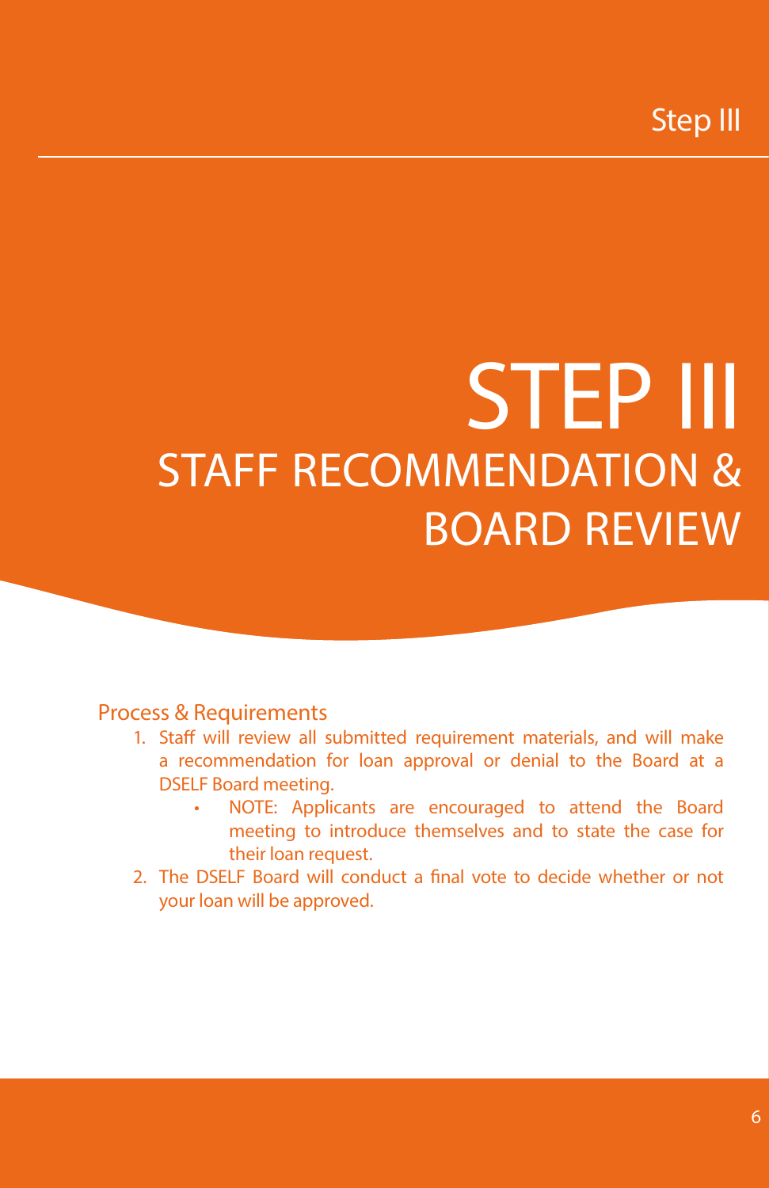# STEP III

## STAFF RECOMMENDATION & BOARD REVIEW

### Process & Requirements

1. Staff will review all submitted requirement materials, and will make a recommendation for loan approval or denial to the Board at a DSELF Board meeting.
   - NOTE: Applicants are encouraged to attend the Board meeting to introduce themselves and to state the case for their loan request.
2. The DSELF Board will conduct a final vote to decide whether or not your loan will be approved.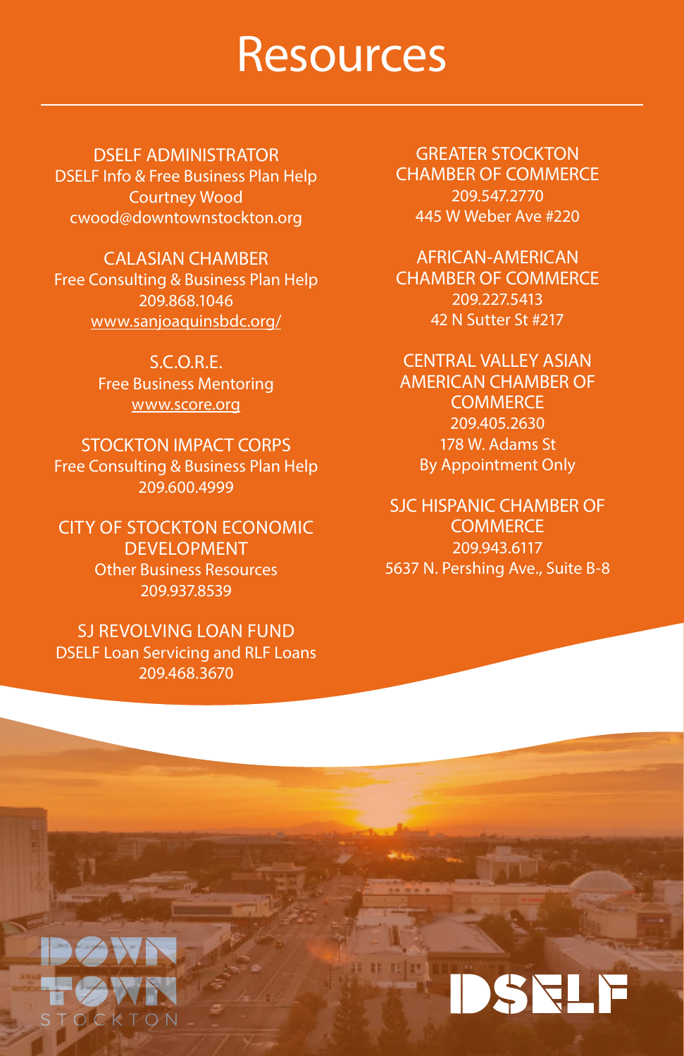# Resources

**DSELF ADMINISTRATOR**
DSELF Info & Free Business Plan Help
Courtney Wood
cwood@downtownstockton.org

**CALASIAN CHAMBER**
Free Consulting & Business Plan Help
209.868.1046
www.sanjoaquinsbdc.org/

**S.C.O.R.E.**
Free Business Mentoring
www.score.org

**STOCKTON IMPACT CORPS**
Free Consulting & Business Plan Help
209.600.4999

**CITY OF STOCKTON ECONOMIC DEVELOPMENT**
Other Business Resources
209.937.8539

**SJ REVOLVING LOAN FUND**
DSELF Loan Servicing and RLF Loans
209.468.3670

**GREATER STOCKTON CHAMBER OF COMMERCE**
209.547.2770
445 W Weber Ave #220

**AFRICAN-AMERICAN CHAMBER OF COMMERCE**
209.227.5413
42 N Sutter St #217

**CENTRAL VALLEY ASIAN AMERICAN CHAMBER OF COMMERCE**
209.405.2630
178 W. Adams St
By Appointment Only

**SJC HISPANIC CHAMBER OF COMMERCE**
209.943.6117
5637 N. Pershing Ave., Suite B-8

DOWNTOWN STOCKTON

DSELF